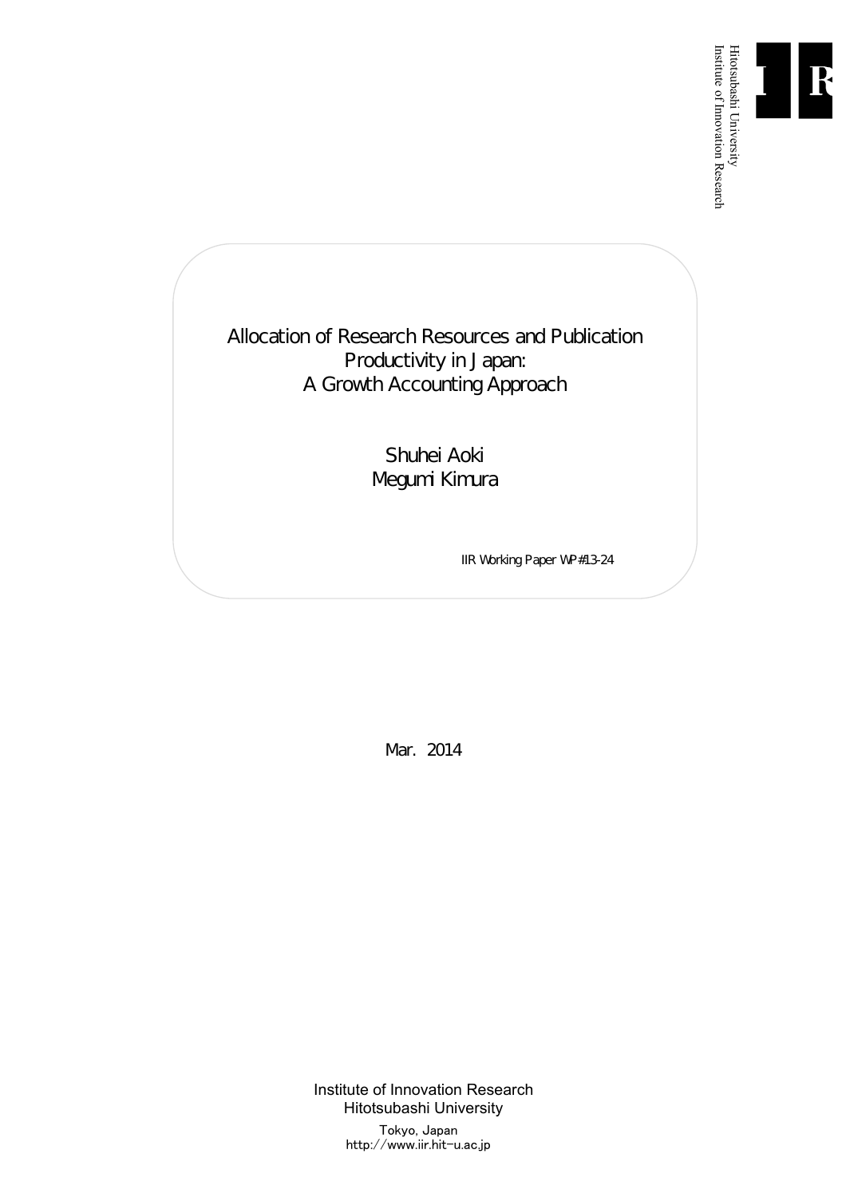Hitotsubashi University
Institute of Innovation Research

# Allocation of Research Resources and Publication Productivity in Japan: A Growth Accounting Approach

Shuhei Aoki
Megumi Kimura

IIR Working Paper WP#13-24

Mar. 2014

Institute of Innovation Research
Hitotsubashi University

Tokyo, Japan
http://www.iir.hit-u.ac.jp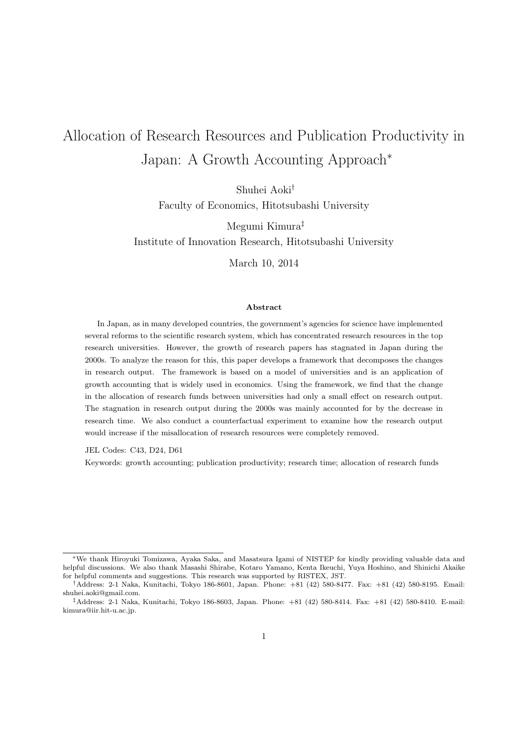# Allocation of Research Resources and Publication Productivity in Japan: A Growth Accounting Approach*

Shuhei Aoki†
Faculty of Economics, Hitotsubashi University

Megumi Kimura‡
Institute of Innovation Research, Hitotsubashi University

March 10, 2014

**Abstract**

In Japan, as in many developed countries, the government's agencies for science have implemented several reforms to the scientific research system, which has concentrated research resources in the top research universities. However, the growth of research papers has stagnated in Japan during the 2000s. To analyze the reason for this, this paper develops a framework that decomposes the changes in research output. The framework is based on a model of universities and is an application of growth accounting that is widely used in economics. Using the framework, we find that the change in the allocation of research funds between universities had only a small effect on research output. The stagnation in research output during the 2000s was mainly accounted for by the decrease in research time. We also conduct a counterfactual experiment to examine how the research output would increase if the misallocation of research resources were completely removed.

JEL Codes: C43, D24, D61

Keywords: growth accounting; publication productivity; research time; allocation of research funds

---

*We thank Hiroyuki Tomizawa, Ayaka Saka, and Masatsura Igami of NISTEP for kindly providing valuable data and helpful discussions. We also thank Masashi Shirabe, Kotaro Yamano, Kenta Ikeuchi, Yuya Hoshino, and Shinichi Akaike for helpful comments and suggestions. This research was supported by RISTEX, JST.

†Address: 2-1 Naka, Kunitachi, Tokyo 186-8601, Japan. Phone: +81 (42) 580-8477. Fax: +81 (42) 580-8195. Email: shuhei.aoki@gmail.com.

‡Address: 2-1 Naka, Kunitachi, Tokyo 186-8603, Japan. Phone: +81 (42) 580-8414. Fax: +81 (42) 580-8410. E-mail: kimura@iir.hit-u.ac.jp.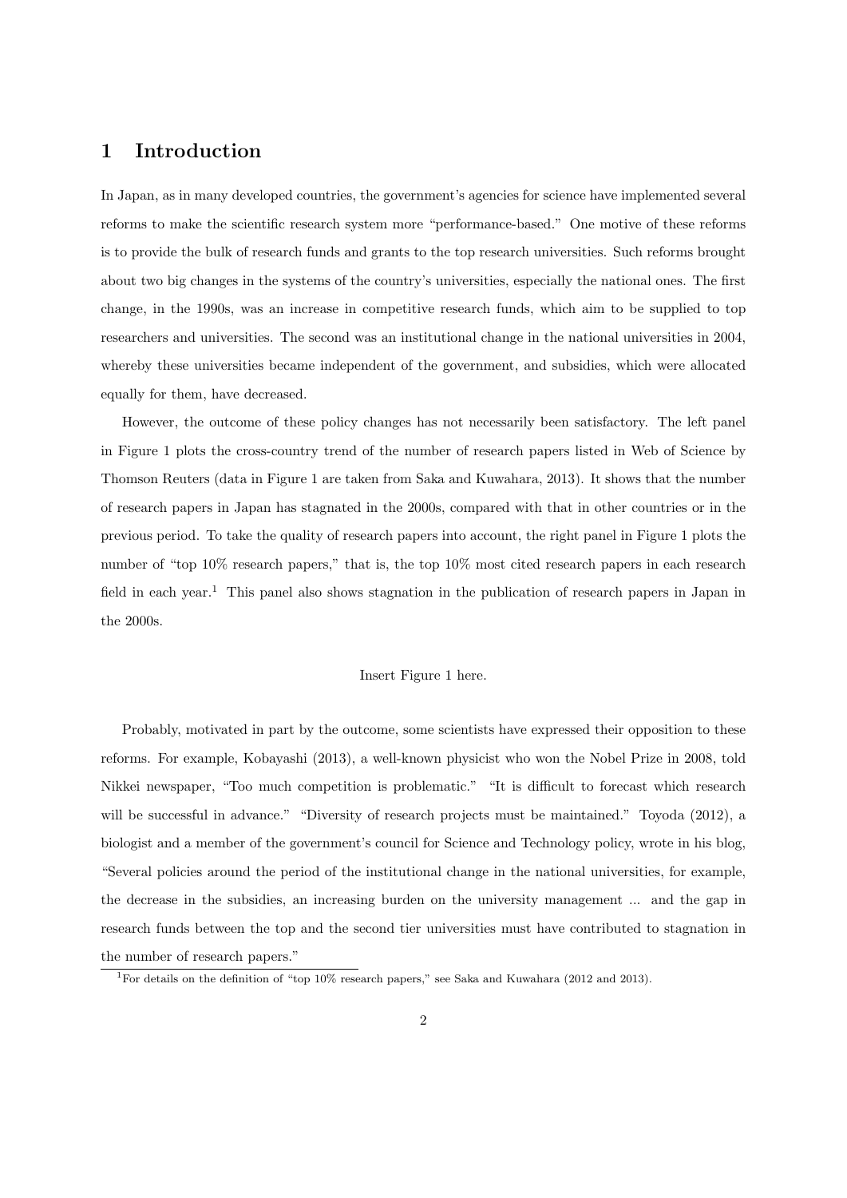# 1 Introduction

In Japan, as in many developed countries, the government's agencies for science have implemented several reforms to make the scientific research system more "performance-based." One motive of these reforms is to provide the bulk of research funds and grants to the top research universities. Such reforms brought about two big changes in the systems of the country's universities, especially the national ones. The first change, in the 1990s, was an increase in competitive research funds, which aim to be supplied to top researchers and universities. The second was an institutional change in the national universities in 2004, whereby these universities became independent of the government, and subsidies, which were allocated equally for them, have decreased.

However, the outcome of these policy changes has not necessarily been satisfactory. The left panel in Figure 1 plots the cross-country trend of the number of research papers listed in Web of Science by Thomson Reuters (data in Figure 1 are taken from Saka and Kuwahara, 2013). It shows that the number of research papers in Japan has stagnated in the 2000s, compared with that in other countries or in the previous period. To take the quality of research papers into account, the right panel in Figure 1 plots the number of "top 10% research papers," that is, the top 10% most cited research papers in each research field in each year.[1] This panel also shows stagnation in the publication of research papers in Japan in the 2000s.

Insert Figure 1 here.

Probably, motivated in part by the outcome, some scientists have expressed their opposition to these reforms. For example, Kobayashi (2013), a well-known physicist who won the Nobel Prize in 2008, told Nikkei newspaper, "Too much competition is problematic." "It is difficult to forecast which research will be successful in advance." "Diversity of research projects must be maintained." Toyoda (2012), a biologist and a member of the government's council for Science and Technology policy, wrote in his blog, "Several policies around the period of the institutional change in the national universities, for example, the decrease in the subsidies, an increasing burden on the university management ... and the gap in research funds between the top and the second tier universities must have contributed to stagnation in the number of research papers."

[1] For details on the definition of "top 10% research papers," see Saka and Kuwahara (2012 and 2013).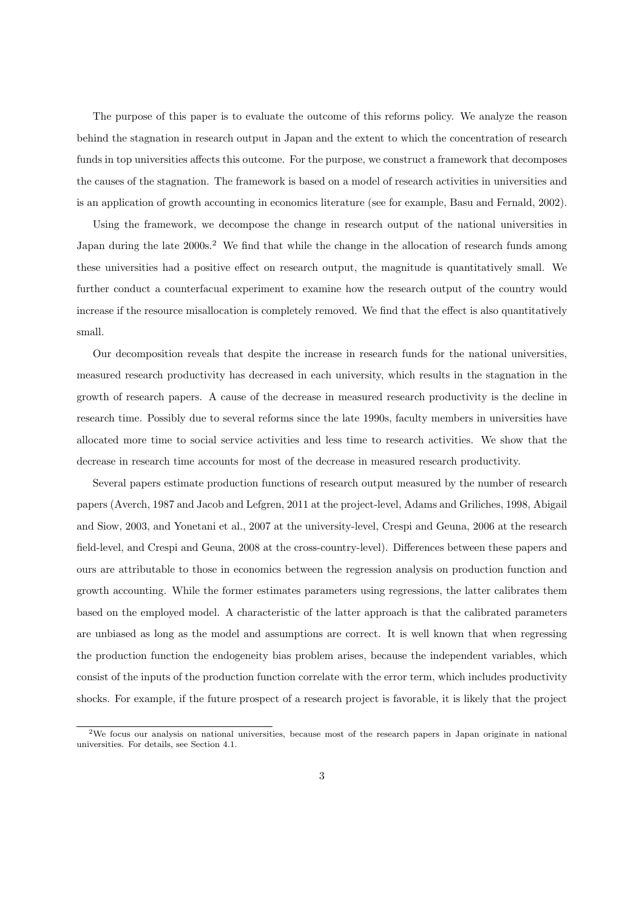The purpose of this paper is to evaluate the outcome of this reforms policy. We analyze the reason behind the stagnation in research output in Japan and the extent to which the concentration of research funds in top universities affects this outcome. For the purpose, we construct a framework that decomposes the causes of the stagnation. The framework is based on a model of research activities in universities and is an application of growth accounting in economics literature (see for example, Basu and Fernald, 2002).

Using the framework, we decompose the change in research output of the national universities in Japan during the late 2000s.[2] We find that while the change in the allocation of research funds among these universities had a positive effect on research output, the magnitude is quantitatively small. We further conduct a counterfacual experiment to examine how the research output of the country would increase if the resource misallocation is completely removed. We find that the effect is also quantitatively small.

Our decomposition reveals that despite the increase in research funds for the national universities, measured research productivity has decreased in each university, which results in the stagnation in the growth of research papers. A cause of the decrease in measured research productivity is the decline in research time. Possibly due to several reforms since the late 1990s, faculty members in universities have allocated more time to social service activities and less time to research activities. We show that the decrease in research time accounts for most of the decrease in measured research productivity.

Several papers estimate production functions of research output measured by the number of research papers (Averch, 1987 and Jacob and Lefgren, 2011 at the project-level, Adams and Griliches, 1998, Abigail and Siow, 2003, and Yonetani et al., 2007 at the university-level, Crespi and Geuna, 2006 at the research field-level, and Crespi and Geuna, 2008 at the cross-country-level). Differences between these papers and ours are attributable to those in economics between the regression analysis on production function and growth accounting. While the former estimates parameters using regressions, the latter calibrates them based on the employed model. A characteristic of the latter approach is that the calibrated parameters are unbiased as long as the model and assumptions are correct. It is well known that when regressing the production function the endogeneity bias problem arises, because the independent variables, which consist of the inputs of the production function correlate with the error term, which includes productivity shocks. For example, if the future prospect of a research project is favorable, it is likely that the project

[2] We focus our analysis on national universities, because most of the research papers in Japan originate in national universities. For details, see Section 4.1.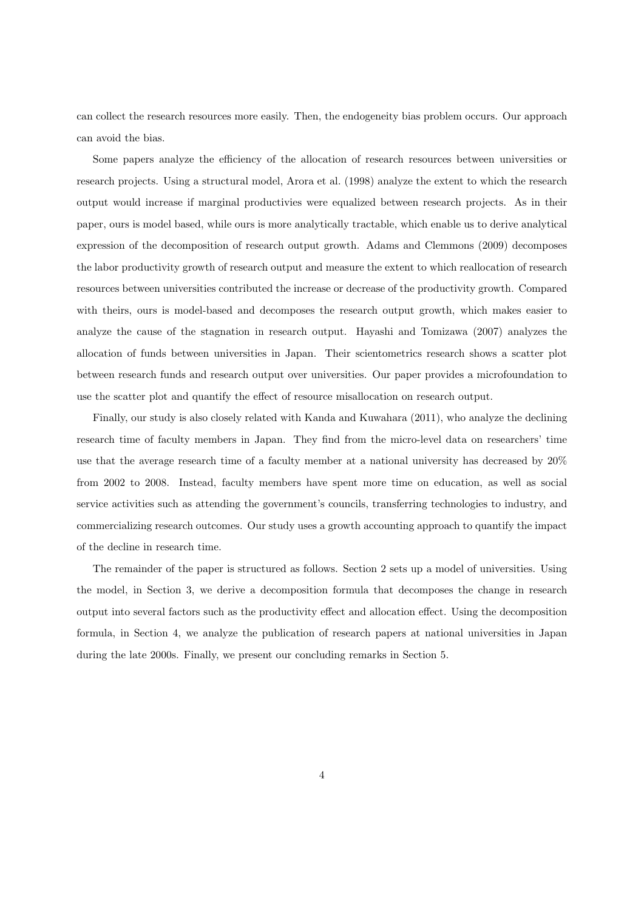can collect the research resources more easily. Then, the endogeneity bias problem occurs. Our approach can avoid the bias.

Some papers analyze the efficiency of the allocation of research resources between universities or research projects. Using a structural model, Arora et al. (1998) analyze the extent to which the research output would increase if marginal productivies were equalized between research projects. As in their paper, ours is model based, while ours is more analytically tractable, which enable us to derive analytical expression of the decomposition of research output growth. Adams and Clemmons (2009) decomposes the labor productivity growth of research output and measure the extent to which reallocation of research resources between universities contributed the increase or decrease of the productivity growth. Compared with theirs, ours is model-based and decomposes the research output growth, which makes easier to analyze the cause of the stagnation in research output. Hayashi and Tomizawa (2007) analyzes the allocation of funds between universities in Japan. Their scientometrics research shows a scatter plot between research funds and research output over universities. Our paper provides a microfoundation to use the scatter plot and quantify the effect of resource misallocation on research output.

Finally, our study is also closely related with Kanda and Kuwahara (2011), who analyze the declining research time of faculty members in Japan. They find from the micro-level data on researchers' time use that the average research time of a faculty member at a national university has decreased by 20% from 2002 to 2008. Instead, faculty members have spent more time on education, as well as social service activities such as attending the government's councils, transferring technologies to industry, and commercializing research outcomes. Our study uses a growth accounting approach to quantify the impact of the decline in research time.

The remainder of the paper is structured as follows. Section 2 sets up a model of universities. Using the model, in Section 3, we derive a decomposition formula that decomposes the change in research output into several factors such as the productivity effect and allocation effect. Using the decomposition formula, in Section 4, we analyze the publication of research papers at national universities in Japan during the late 2000s. Finally, we present our concluding remarks in Section 5.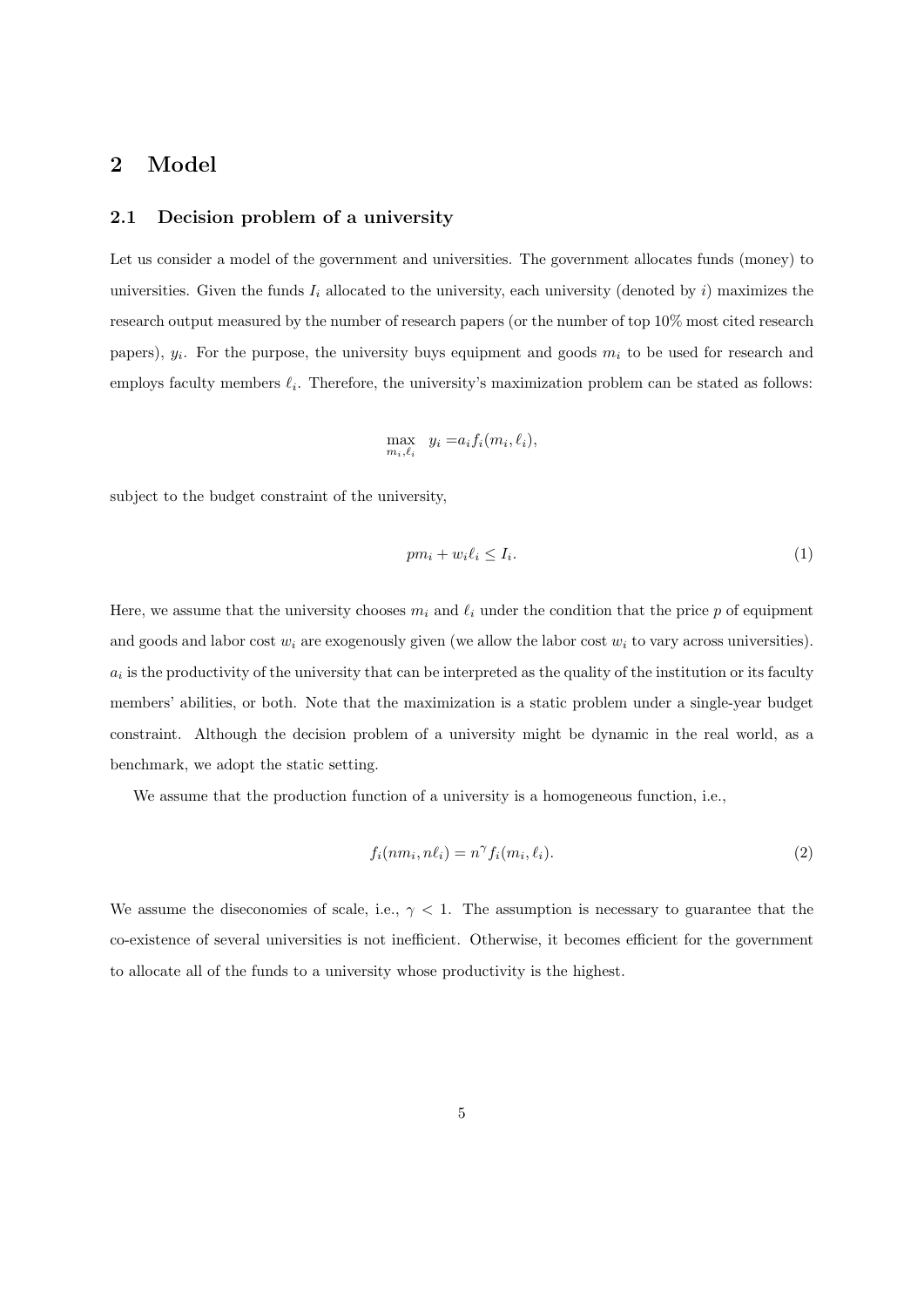## 2 Model

### 2.1 Decision problem of a university

Let us consider a model of the government and universities. The government allocates funds (money) to universities. Given the funds $I_i$ allocated to the university, each university (denoted by $i$) maximizes the research output measured by the number of research papers (or the number of top 10% most cited research papers), $y_i$. For the purpose, the university buys equipment and goods $m_i$ to be used for research and employs faculty members $\ell_i$. Therefore, the university's maximization problem can be stated as follows:

$$\max_{m_i, \ell_i} \quad y_i = a_i f_i(m_i, \ell_i),$$

subject to the budget constraint of the university,

$$pm_i + w_i \ell_i \leq I_i. \tag{1}$$

Here, we assume that the university chooses $m_i$ and $\ell_i$ under the condition that the price $p$ of equipment and goods and labor cost $w_i$ are exogenously given (we allow the labor cost $w_i$ to vary across universities). $a_i$ is the productivity of the university that can be interpreted as the quality of the institution or its faculty members' abilities, or both. Note that the maximization is a static problem under a single-year budget constraint. Although the decision problem of a university might be dynamic in the real world, as a benchmark, we adopt the static setting.

We assume that the production function of a university is a homogeneous function, i.e.,

$$f_i(nm_i, n\ell_i) = n^{\gamma} f_i(m_i, \ell_i). \tag{2}$$

We assume the diseconomies of scale, i.e., $\gamma < 1$. The assumption is necessary to guarantee that the co-existence of several universities is not inefficient. Otherwise, it becomes efficient for the government to allocate all of the funds to a university whose productivity is the highest.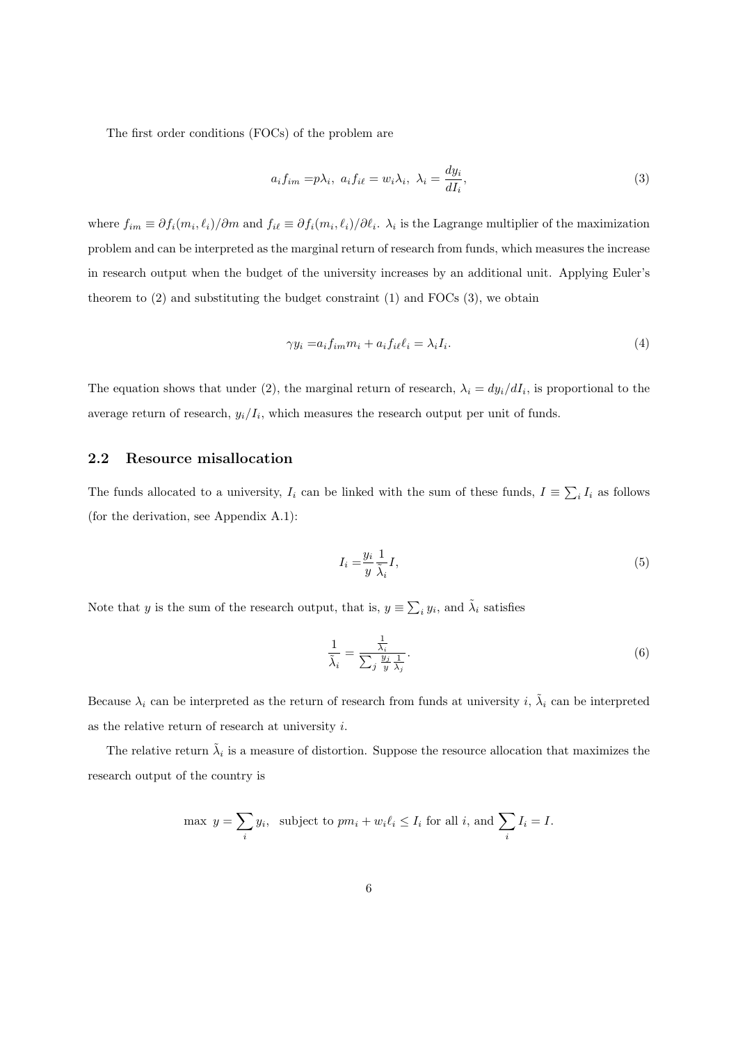The first order conditions (FOCs) of the problem are

$$a_i f_{im} = p\lambda_i,\ a_i f_{i\ell} = w_i \lambda_i,\ \lambda_i = \frac{dy_i}{dI_i}, \tag{3}$$

where $f_{im} \equiv \partial f_i(m_i, \ell_i)/\partial m$ and $f_{i\ell} \equiv \partial f_i(m_i, \ell_i)/\partial \ell_i$. $\lambda_i$ is the Lagrange multiplier of the maximization problem and can be interpreted as the marginal return of research from funds, which measures the increase in research output when the budget of the university increases by an additional unit. Applying Euler's theorem to (2) and substituting the budget constraint (1) and FOCs (3), we obtain

$$\gamma y_i = a_i f_{im} m_i + a_i f_{i\ell} \ell_i = \lambda_i I_i. \tag{4}$$

The equation shows that under (2), the marginal return of research, $\lambda_i = dy_i/dI_i$, is proportional to the average return of research, $y_i/I_i$, which measures the research output per unit of funds.

## 2.2 Resource misallocation

The funds allocated to a university, $I_i$ can be linked with the sum of these funds, $I \equiv \sum_i I_i$ as follows (for the derivation, see Appendix A.1):

$$I_i = \frac{y_i}{y} \frac{1}{\tilde{\lambda}_i} I, \tag{5}$$

Note that $y$ is the sum of the research output, that is, $y \equiv \sum_i y_i$, and $\tilde{\lambda}_i$ satisfies

$$\frac{1}{\tilde{\lambda}_i} = \frac{\frac{1}{\lambda_i}}{\sum_j \frac{y_j}{y} \frac{1}{\lambda_j}}. \tag{6}$$

Because $\lambda_i$ can be interpreted as the return of research from funds at university $i$, $\tilde{\lambda}_i$ can be interpreted as the relative return of research at university $i$.

The relative return $\tilde{\lambda}_i$ is a measure of distortion. Suppose the resource allocation that maximizes the research output of the country is

$$\max\ y = \sum_i y_i, \quad \text{subject to } pm_i + w_i \ell_i \leq I_i \text{ for all } i, \text{ and } \sum_i I_i = I.$$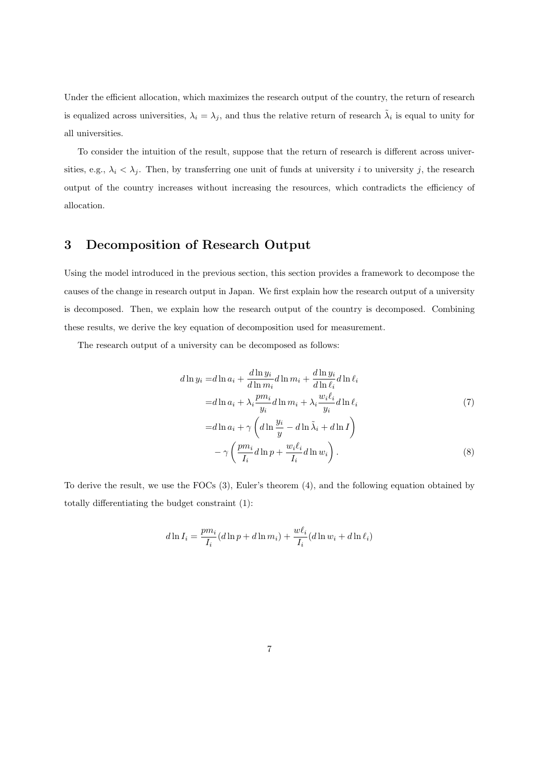Under the efficient allocation, which maximizes the research output of the country, the return of research is equalized across universities, $\lambda_i = \lambda_j$, and thus the relative return of research $\tilde{\lambda}_i$ is equal to unity for all universities.

To consider the intuition of the result, suppose that the return of research is different across universities, e.g., $\lambda_i < \lambda_j$. Then, by transferring one unit of funds at university $i$ to university $j$, the research output of the country increases without increasing the resources, which contradicts the efficiency of allocation.

## 3 Decomposition of Research Output

Using the model introduced in the previous section, this section provides a framework to decompose the causes of the change in research output in Japan. We first explain how the research output of a university is decomposed. Then, we explain how the research output of the country is decomposed. Combining these results, we derive the key equation of decomposition used for measurement.

The research output of a university can be decomposed as follows:

$$
\begin{aligned}
d\ln y_i =& d\ln a_i + \frac{d\ln y_i}{d\ln m_i} d\ln m_i + \frac{d\ln y_i}{d\ln \ell_i} d\ln \ell_i \\
=& d\ln a_i + \lambda_i \frac{p m_i}{y_i} d\ln m_i + \lambda_i \frac{w_i \ell_i}{y_i} d\ln \ell_i \qquad (7) \\
=& d\ln a_i + \gamma \left( d\ln \frac{y_i}{y} - d\ln \tilde{\lambda}_i + d\ln I \right) \\
& - \gamma \left( \frac{p m_i}{I_i} d\ln p + \frac{w_i \ell_i}{I_i} d\ln w_i \right). \qquad (8)
\end{aligned}
$$

To derive the result, we use the FOCs (3), Euler's theorem (4), and the following equation obtained by totally differentiating the budget constraint (1):

$$
d\ln I_i = \frac{p m_i}{I_i}(d\ln p + d\ln m_i) + \frac{w \ell_i}{I_i}(d\ln w_i + d\ln \ell_i)
$$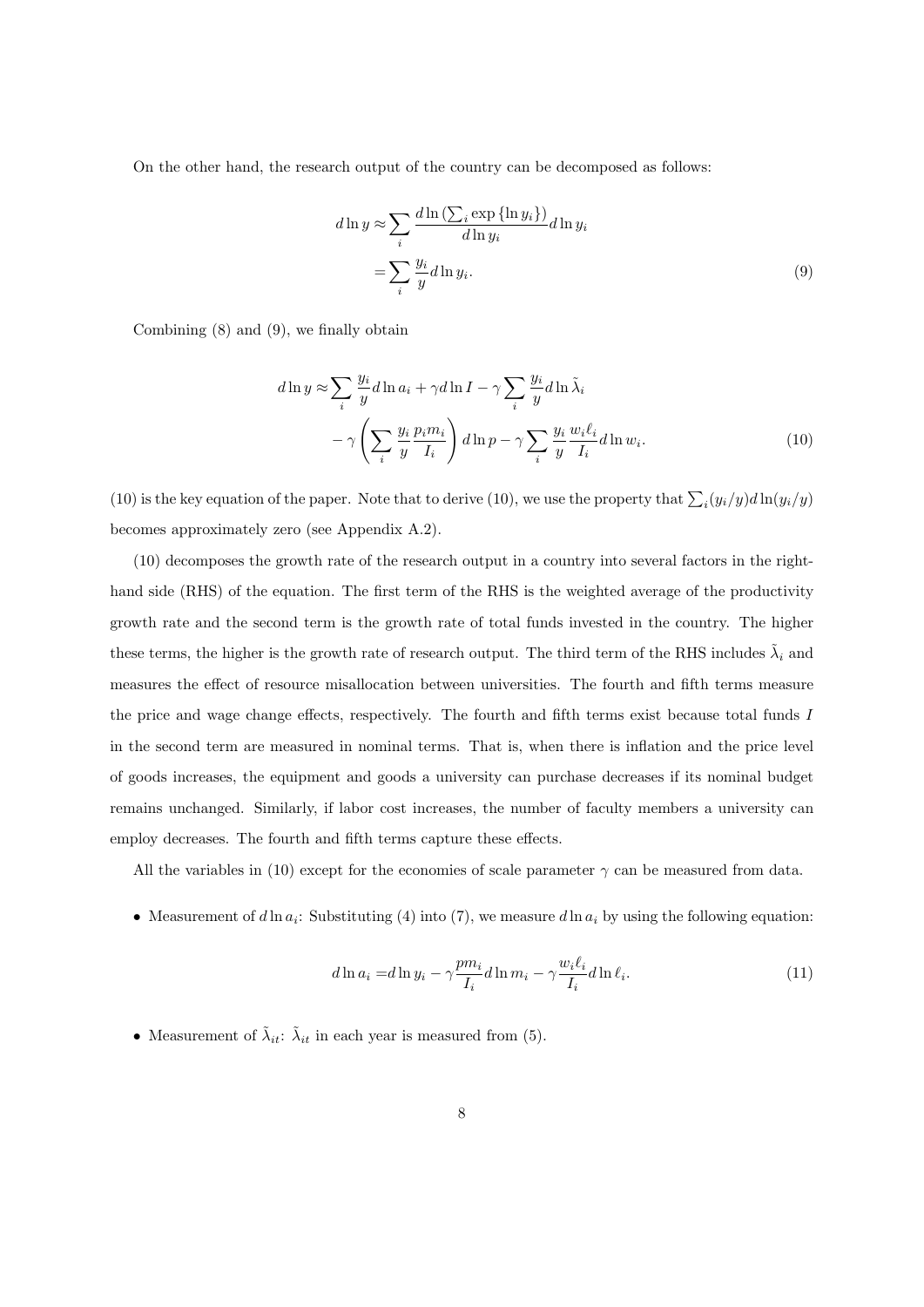On the other hand, the research output of the country can be decomposed as follows:

$$
\begin{aligned}
d\ln y \approx& \sum_i \frac{d\ln\left(\sum_i \exp\{\ln y_i\}\right)}{d\ln y_i} d\ln y_i \\
=& \sum_i \frac{y_i}{y} d\ln y_i.
\end{aligned} \tag{9}
$$

Combining (8) and (9), we finally obtain

$$
\begin{aligned}
d\ln y \approx& \sum_i \frac{y_i}{y} d\ln a_i + \gamma d\ln I - \gamma \sum_i \frac{y_i}{y} d\ln \tilde{\lambda}_i \\
& - \gamma \left( \sum_i \frac{y_i}{y} \frac{p_i m_i}{I_i} \right) d\ln p - \gamma \sum_i \frac{y_i}{y} \frac{w_i \ell_i}{I_i} d\ln w_i.
\end{aligned} \tag{10}
$$

(10) is the key equation of the paper. Note that to derive (10), we use the property that $\sum_i (y_i/y) d\ln(y_i/y)$ becomes approximately zero (see Appendix A.2).

(10) decomposes the growth rate of the research output in a country into several factors in the right-hand side (RHS) of the equation. The first term of the RHS is the weighted average of the productivity growth rate and the second term is the growth rate of total funds invested in the country. The higher these terms, the higher is the growth rate of research output. The third term of the RHS includes $\tilde{\lambda}_i$ and measures the effect of resource misallocation between universities. The fourth and fifth terms measure the price and wage change effects, respectively. The fourth and fifth terms exist because total funds $I$ in the second term are measured in nominal terms. That is, when there is inflation and the price level of goods increases, the equipment and goods a university can purchase decreases if its nominal budget remains unchanged. Similarly, if labor cost increases, the number of faculty members a university can employ decreases. The fourth and fifth terms capture these effects.

All the variables in (10) except for the economies of scale parameter $\gamma$ can be measured from data.

- Measurement of $d\ln a_i$: Substituting (4) into (7), we measure $d\ln a_i$ by using the following equation:

$$
d\ln a_i = d\ln y_i - \gamma \frac{p m_i}{I_i} d\ln m_i - \gamma \frac{w_i \ell_i}{I_i} d\ln \ell_i. \tag{11}
$$

- Measurement of $\tilde{\lambda}_{it}$: $\tilde{\lambda}_{it}$ in each year is measured from (5).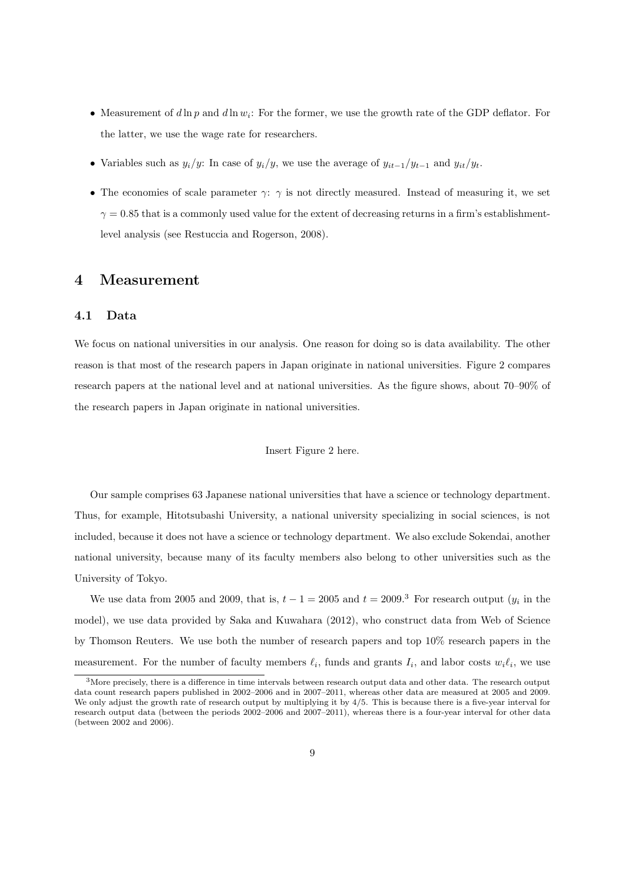- Measurement of $d \ln p$ and $d \ln w_i$: For the former, we use the growth rate of the GDP deflator. For the latter, we use the wage rate for researchers.
- Variables such as $y_i/y$: In case of $y_i/y$, we use the average of $y_{it-1}/y_{t-1}$ and $y_{it}/y_t$.
- The economies of scale parameter $\gamma$: $\gamma$ is not directly measured. Instead of measuring it, we set $\gamma = 0.85$ that is a commonly used value for the extent of decreasing returns in a firm's establishment-level analysis (see Restuccia and Rogerson, 2008).

# 4 Measurement

## 4.1 Data

We focus on national universities in our analysis. One reason for doing so is data availability. The other reason is that most of the research papers in Japan originate in national universities. Figure 2 compares research papers at the national level and at national universities. As the figure shows, about 70–90% of the research papers in Japan originate in national universities.

Insert Figure 2 here.

Our sample comprises 63 Japanese national universities that have a science or technology department. Thus, for example, Hitotsubashi University, a national university specializing in social sciences, is not included, because it does not have a science or technology department. We also exclude Sokendai, another national university, because many of its faculty members also belong to other universities such as the University of Tokyo.

We use data from 2005 and 2009, that is, $t - 1 = 2005$ and $t = 2009$.[3] For research output ($y_i$ in the model), we use data provided by Saka and Kuwahara (2012), who construct data from Web of Science by Thomson Reuters. We use both the number of research papers and top 10% research papers in the measurement. For the number of faculty members $\ell_i$, funds and grants $I_i$, and labor costs $w_i \ell_i$, we use

[3] More precisely, there is a difference in time intervals between research output data and other data. The research output data count research papers published in 2002–2006 and in 2007–2011, whereas other data are measured at 2005 and 2009. We only adjust the growth rate of research output by multiplying it by 4/5. This is because there is a five-year interval for research output data (between the periods 2002–2006 and 2007–2011), whereas there is a four-year interval for other data (between 2002 and 2006).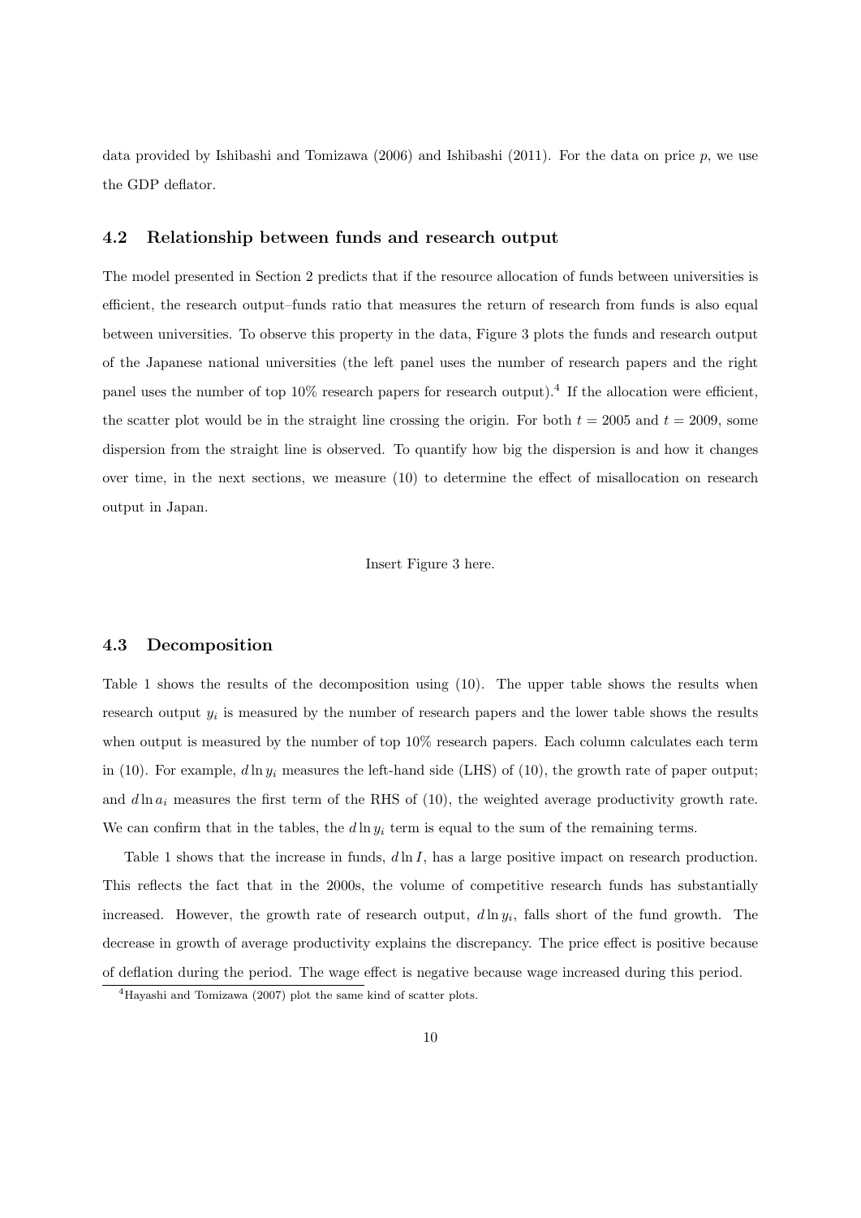data provided by Ishibashi and Tomizawa (2006) and Ishibashi (2011). For the data on price $p$, we use the GDP deflator.

### 4.2 Relationship between funds and research output

The model presented in Section 2 predicts that if the resource allocation of funds between universities is efficient, the research output–funds ratio that measures the return of research from funds is also equal between universities. To observe this property in the data, Figure 3 plots the funds and research output of the Japanese national universities (the left panel uses the number of research papers and the right panel uses the number of top 10% research papers for research output).[4] If the allocation were efficient, the scatter plot would be in the straight line crossing the origin. For both $t = 2005$ and $t = 2009$, some dispersion from the straight line is observed. To quantify how big the dispersion is and how it changes over time, in the next sections, we measure (10) to determine the effect of misallocation on research output in Japan.

Insert Figure 3 here.

### 4.3 Decomposition

Table 1 shows the results of the decomposition using (10). The upper table shows the results when research output $y_i$ is measured by the number of research papers and the lower table shows the results when output is measured by the number of top 10% research papers. Each column calculates each term in (10). For example, $d \ln y_i$ measures the left-hand side (LHS) of (10), the growth rate of paper output; and $d \ln a_i$ measures the first term of the RHS of (10), the weighted average productivity growth rate. We can confirm that in the tables, the $d \ln y_i$ term is equal to the sum of the remaining terms.

Table 1 shows that the increase in funds, $d \ln I$, has a large positive impact on research production. This reflects the fact that in the 2000s, the volume of competitive research funds has substantially increased. However, the growth rate of research output, $d \ln y_i$, falls short of the fund growth. The decrease in growth of average productivity explains the discrepancy. The price effect is positive because of deflation during the period. The wage effect is negative because wage increased during this period.

[4] Hayashi and Tomizawa (2007) plot the same kind of scatter plots.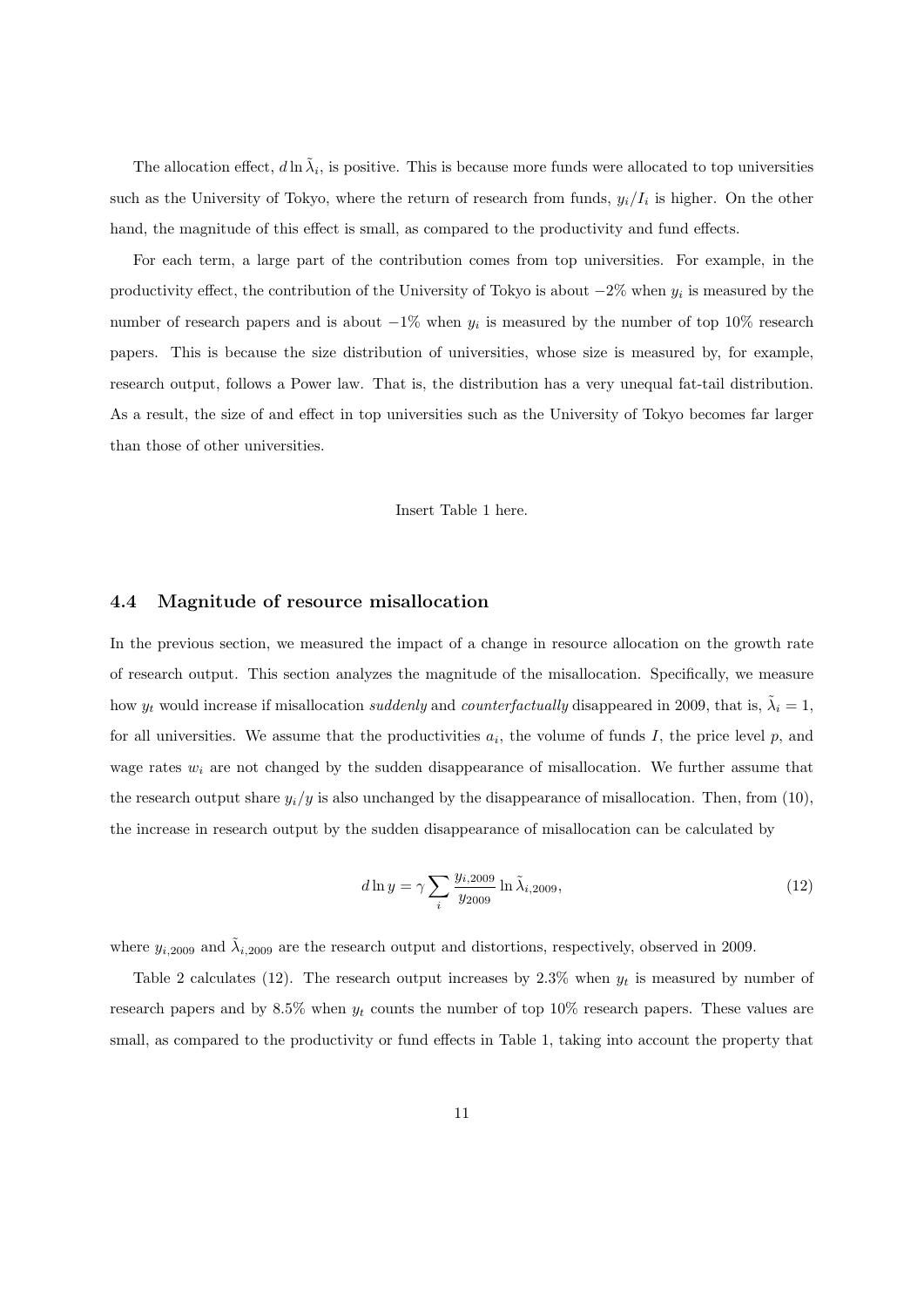The allocation effect, $d \ln \tilde{\lambda}_i$, is positive. This is because more funds were allocated to top universities such as the University of Tokyo, where the return of research from funds, $y_i/I_i$ is higher. On the other hand, the magnitude of this effect is small, as compared to the productivity and fund effects.

For each term, a large part of the contribution comes from top universities. For example, in the productivity effect, the contribution of the University of Tokyo is about $-2\%$ when $y_i$ is measured by the number of research papers and is about $-1\%$ when $y_i$ is measured by the number of top 10% research papers. This is because the size distribution of universities, whose size is measured by, for example, research output, follows a Power law. That is, the distribution has a very unequal fat-tail distribution. As a result, the size of and effect in top universities such as the University of Tokyo becomes far larger than those of other universities.

Insert Table 1 here.

### 4.4 Magnitude of resource misallocation

In the previous section, we measured the impact of a change in resource allocation on the growth rate of research output. This section analyzes the magnitude of the misallocation. Specifically, we measure how $y_t$ would increase if misallocation *suddenly* and *counterfactually* disappeared in 2009, that is, $\tilde{\lambda}_i = 1$, for all universities. We assume that the productivities $a_i$, the volume of funds $I$, the price level $p$, and wage rates $w_i$ are not changed by the sudden disappearance of misallocation. We further assume that the research output share $y_i/y$ is also unchanged by the disappearance of misallocation. Then, from (10), the increase in research output by the sudden disappearance of misallocation can be calculated by

$$d \ln y = \gamma \sum_i \frac{y_{i,2009}}{y_{2009}} \ln \tilde{\lambda}_{i,2009}, \tag{12}$$

where $y_{i,2009}$ and $\tilde{\lambda}_{i,2009}$ are the research output and distortions, respectively, observed in 2009.

Table 2 calculates (12). The research output increases by 2.3% when $y_t$ is measured by number of research papers and by 8.5% when $y_t$ counts the number of top 10% research papers. These values are small, as compared to the productivity or fund effects in Table 1, taking into account the property that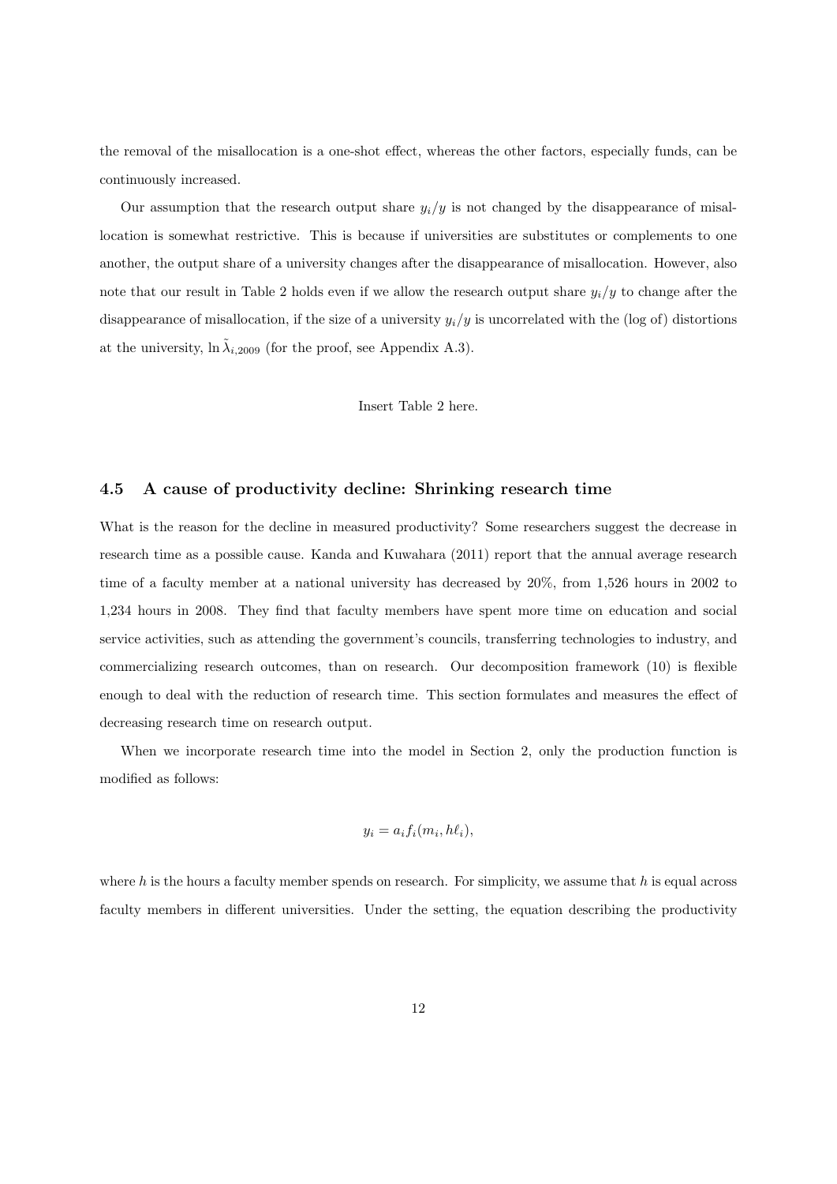the removal of the misallocation is a one-shot effect, whereas the other factors, especially funds, can be continuously increased.

Our assumption that the research output share $y_i/y$ is not changed by the disappearance of misallocation is somewhat restrictive. This is because if universities are substitutes or complements to one another, the output share of a university changes after the disappearance of misallocation. However, also note that our result in Table 2 holds even if we allow the research output share $y_i/y$ to change after the disappearance of misallocation, if the size of a university $y_i/y$ is uncorrelated with the (log of) distortions at the university, $\ln \tilde{\lambda}_{i,2009}$ (for the proof, see Appendix A.3).

Insert Table 2 here.

### 4.5 A cause of productivity decline: Shrinking research time

What is the reason for the decline in measured productivity? Some researchers suggest the decrease in research time as a possible cause. Kanda and Kuwahara (2011) report that the annual average research time of a faculty member at a national university has decreased by 20%, from 1,526 hours in 2002 to 1,234 hours in 2008. They find that faculty members have spent more time on education and social service activities, such as attending the government's councils, transferring technologies to industry, and commercializing research outcomes, than on research. Our decomposition framework (10) is flexible enough to deal with the reduction of research time. This section formulates and measures the effect of decreasing research time on research output.

When we incorporate research time into the model in Section 2, only the production function is modified as follows:

$$y_i = a_i f_i(m_i, h\ell_i),$$

where $h$ is the hours a faculty member spends on research. For simplicity, we assume that $h$ is equal across faculty members in different universities. Under the setting, the equation describing the productivity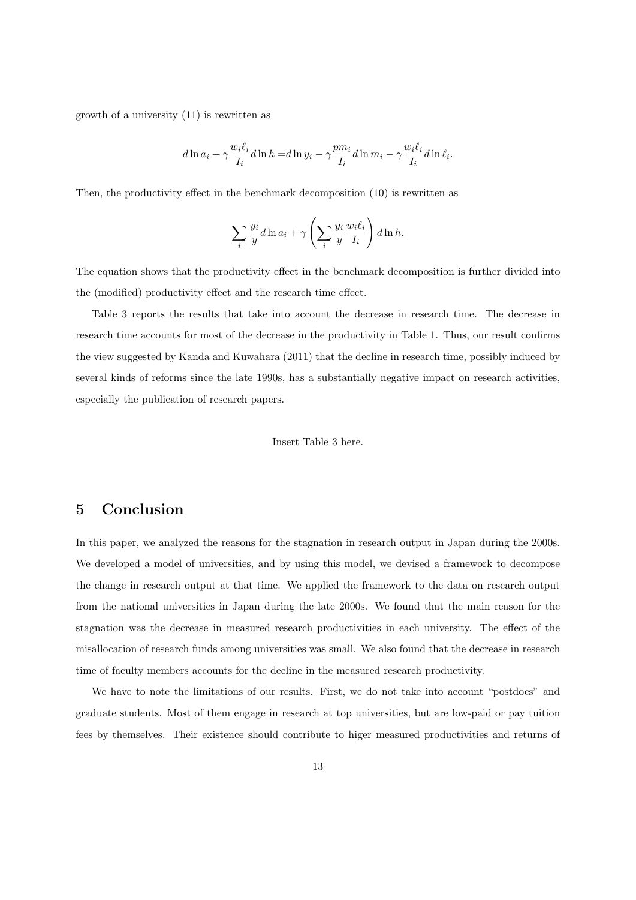growth of a university (11) is rewritten as

$$d\ln a_i + \gamma \frac{w_i \ell_i}{I_i} d\ln h = d\ln y_i - \gamma \frac{pm_i}{I_i} d\ln m_i - \gamma \frac{w_i \ell_i}{I_i} d\ln \ell_i.$$

Then, the productivity effect in the benchmark decomposition (10) is rewritten as

$$\sum_i \frac{y_i}{y} d\ln a_i + \gamma \left( \sum_i \frac{y_i}{y} \frac{w_i \ell_i}{I_i} \right) d\ln h.$$

The equation shows that the productivity effect in the benchmark decomposition is further divided into the (modified) productivity effect and the research time effect.

Table 3 reports the results that take into account the decrease in research time. The decrease in research time accounts for most of the decrease in the productivity in Table 1. Thus, our result confirms the view suggested by Kanda and Kuwahara (2011) that the decline in research time, possibly induced by several kinds of reforms since the late 1990s, has a substantially negative impact on research activities, especially the publication of research papers.

Insert Table 3 here.

# 5 Conclusion

In this paper, we analyzed the reasons for the stagnation in research output in Japan during the 2000s. We developed a model of universities, and by using this model, we devised a framework to decompose the change in research output at that time. We applied the framework to the data on research output from the national universities in Japan during the late 2000s. We found that the main reason for the stagnation was the decrease in measured research productivities in each university. The effect of the misallocation of research funds among universities was small. We also found that the decrease in research time of faculty members accounts for the decline in the measured research productivity.

We have to note the limitations of our results. First, we do not take into account "postdocs" and graduate students. Most of them engage in research at top universities, but are low-paid or pay tuition fees by themselves. Their existence should contribute to higer measured productivities and returns of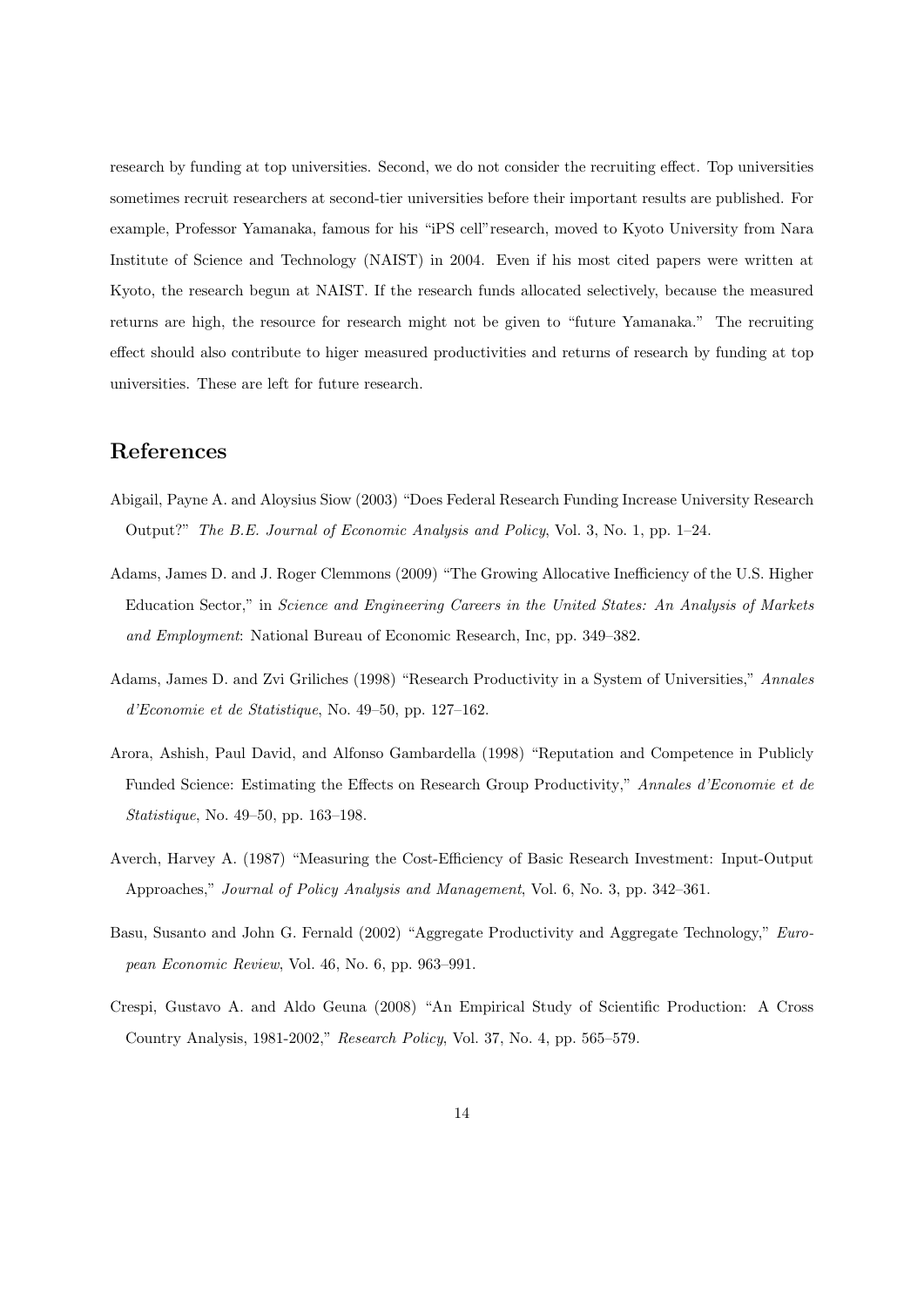research by funding at top universities. Second, we do not consider the recruiting effect. Top universities sometimes recruit researchers at second-tier universities before their important results are published. For example, Professor Yamanaka, famous for his "iPS cell"research, moved to Kyoto University from Nara Institute of Science and Technology (NAIST) in 2004. Even if his most cited papers were written at Kyoto, the research begun at NAIST. If the research funds allocated selectively, because the measured returns are high, the resource for research might not be given to "future Yamanaka." The recruiting effect should also contribute to higer measured productivities and returns of research by funding at top universities. These are left for future research.

## References

Abigail, Payne A. and Aloysius Siow (2003) "Does Federal Research Funding Increase University Research Output?" *The B.E. Journal of Economic Analysis and Policy*, Vol. 3, No. 1, pp. 1–24.

Adams, James D. and J. Roger Clemmons (2009) "The Growing Allocative Inefficiency of the U.S. Higher Education Sector," in *Science and Engineering Careers in the United States: An Analysis of Markets and Employment*: National Bureau of Economic Research, Inc, pp. 349–382.

Adams, James D. and Zvi Griliches (1998) "Research Productivity in a System of Universities," *Annales d'Economie et de Statistique*, No. 49–50, pp. 127–162.

Arora, Ashish, Paul David, and Alfonso Gambardella (1998) "Reputation and Competence in Publicly Funded Science: Estimating the Effects on Research Group Productivity," *Annales d'Economie et de Statistique*, No. 49–50, pp. 163–198.

Averch, Harvey A. (1987) "Measuring the Cost-Efficiency of Basic Research Investment: Input-Output Approaches," *Journal of Policy Analysis and Management*, Vol. 6, No. 3, pp. 342–361.

Basu, Susanto and John G. Fernald (2002) "Aggregate Productivity and Aggregate Technology," *European Economic Review*, Vol. 46, No. 6, pp. 963–991.

Crespi, Gustavo A. and Aldo Geuna (2008) "An Empirical Study of Scientific Production: A Cross Country Analysis, 1981-2002," *Research Policy*, Vol. 37, No. 4, pp. 565–579.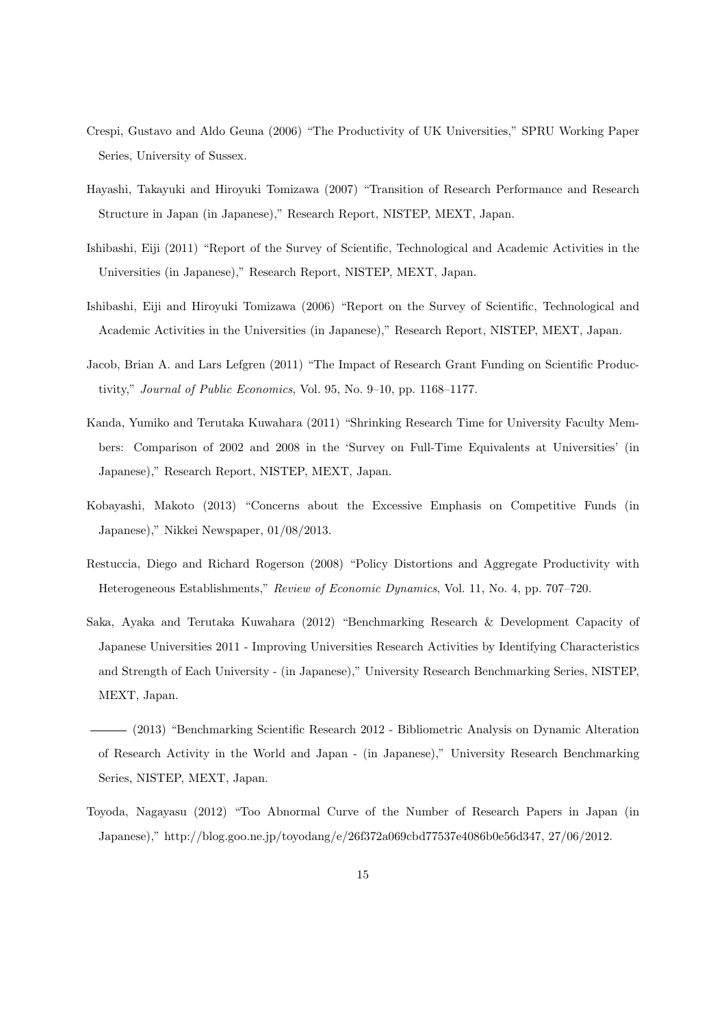Crespi, Gustavo and Aldo Geuna (2006) "The Productivity of UK Universities," SPRU Working Paper Series, University of Sussex.

Hayashi, Takayuki and Hiroyuki Tomizawa (2007) "Transition of Research Performance and Research Structure in Japan (in Japanese)," Research Report, NISTEP, MEXT, Japan.

Ishibashi, Eiji (2011) "Report of the Survey of Scientific, Technological and Academic Activities in the Universities (in Japanese)," Research Report, NISTEP, MEXT, Japan.

Ishibashi, Eiji and Hiroyuki Tomizawa (2006) "Report on the Survey of Scientific, Technological and Academic Activities in the Universities (in Japanese)," Research Report, NISTEP, MEXT, Japan.

Jacob, Brian A. and Lars Lefgren (2011) "The Impact of Research Grant Funding on Scientific Productivity," *Journal of Public Economics*, Vol. 95, No. 9–10, pp. 1168–1177.

Kanda, Yumiko and Terutaka Kuwahara (2011) "Shrinking Research Time for University Faculty Members: Comparison of 2002 and 2008 in the 'Survey on Full-Time Equivalents at Universities' (in Japanese)," Research Report, NISTEP, MEXT, Japan.

Kobayashi, Makoto (2013) "Concerns about the Excessive Emphasis on Competitive Funds (in Japanese)," Nikkei Newspaper, 01/08/2013.

Restuccia, Diego and Richard Rogerson (2008) "Policy Distortions and Aggregate Productivity with Heterogeneous Establishments," *Review of Economic Dynamics*, Vol. 11, No. 4, pp. 707–720.

Saka, Ayaka and Terutaka Kuwahara (2012) "Benchmarking Research & Development Capacity of Japanese Universities 2011 - Improving Universities Research Activities by Identifying Characteristics and Strength of Each University - (in Japanese)," University Research Benchmarking Series, NISTEP, MEXT, Japan.

——— (2013) "Benchmarking Scientific Research 2012 - Bibliometric Analysis on Dynamic Alteration of Research Activity in the World and Japan - (in Japanese)," University Research Benchmarking Series, NISTEP, MEXT, Japan.

Toyoda, Nagayasu (2012) "Too Abnormal Curve of the Number of Research Papers in Japan (in Japanese)," http://blog.goo.ne.jp/toyodang/e/26f372a069cbd77537e4086b0e56d347, 27/06/2012.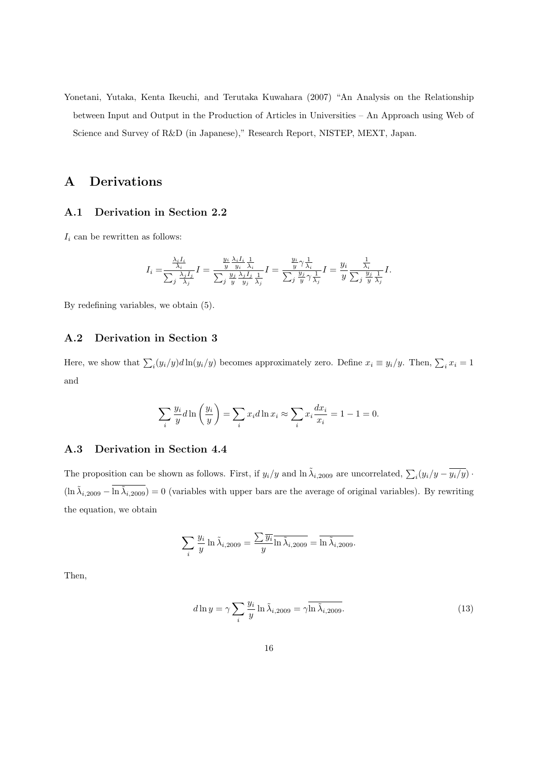Yonetani, Yutaka, Kenta Ikeuchi, and Terutaka Kuwahara (2007) "An Analysis on the Relationship between Input and Output in the Production of Articles in Universities – An Approach using Web of Science and Survey of R&D (in Japanese)," Research Report, NISTEP, MEXT, Japan.

# A Derivations

## A.1 Derivation in Section 2.2

$I_i$ can be rewritten as follows:

$$I_i = \frac{\frac{\lambda_i I_i}{\lambda_i}}{\sum_j \frac{\lambda_j I_j}{\lambda_j}} I = \frac{\frac{y_i}{y}\frac{\lambda_i I_i}{y_i}\frac{1}{\lambda_i}}{\sum_j \frac{y_j}{y}\frac{\lambda_j I_j}{y_j}\frac{1}{\lambda_j}} I = \frac{\frac{y_i}{y}\gamma\frac{1}{\lambda_i}}{\sum_j \frac{y_j}{y}\gamma\frac{1}{\lambda_j}} I = \frac{y_i}{y}\frac{\frac{1}{\lambda_i}}{\sum_j \frac{y_j}{y}\frac{1}{\lambda_j}} I.$$

By redefining variables, we obtain (5).

## A.2 Derivation in Section 3

Here, we show that $\sum_i (y_i/y) d\ln(y_i/y)$ becomes approximately zero. Define $x_i \equiv y_i/y$. Then, $\sum_i x_i = 1$ and

$$\sum_i \frac{y_i}{y} d\ln\left(\frac{y_i}{y}\right) = \sum_i x_i d\ln x_i \approx \sum_i x_i \frac{dx_i}{x_i} = 1 - 1 = 0.$$

## A.3 Derivation in Section 4.4

The proposition can be shown as follows. First, if $y_i/y$ and $\ln\tilde{\lambda}_{i,2009}$ are uncorrelated, $\sum_i (y_i/y - \overline{y_i/y}) \cdot (\ln\tilde{\lambda}_{i,2009} - \overline{\ln\tilde{\lambda}_{i,2009}}) = 0$ (variables with upper bars are the average of original variables). By rewriting the equation, we obtain

$$\sum_i \frac{y_i}{y} \ln\tilde{\lambda}_{i,2009} = \frac{\sum \overline{y_i}}{y} \overline{\ln\tilde{\lambda}_{i,2009}} = \overline{\ln\tilde{\lambda}_{i,2009}}.$$

Then,

$$d\ln y = \gamma \sum_i \frac{y_i}{y} \ln\tilde{\lambda}_{i,2009} = \gamma \overline{\ln\tilde{\lambda}_{i,2009}}. \tag{13}$$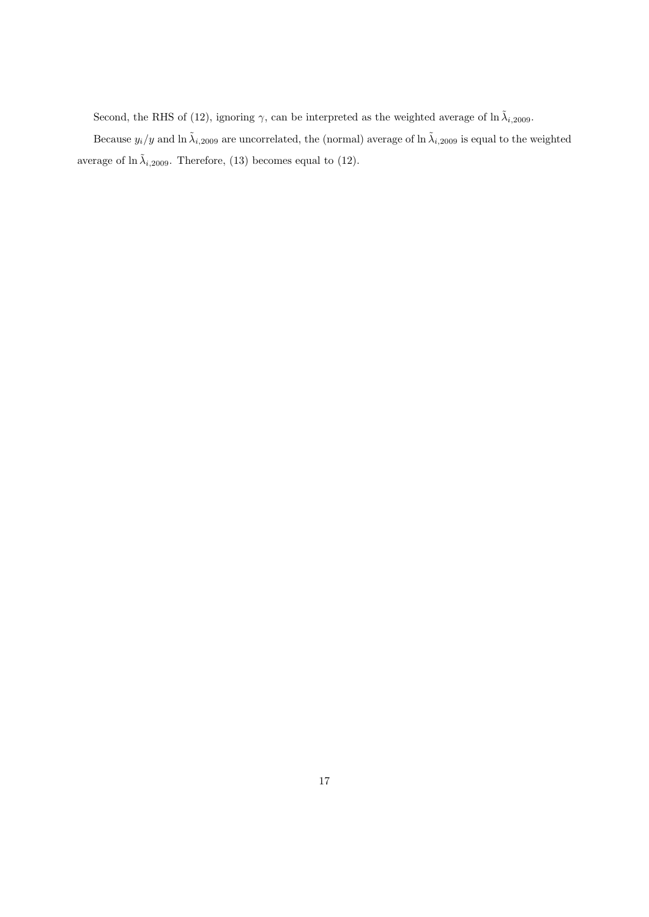Second, the RHS of (12), ignoring $\gamma$, can be interpreted as the weighted average of $\ln \tilde{\lambda}_{i,2009}$.

Because $y_i/y$ and $\ln \tilde{\lambda}_{i,2009}$ are uncorrelated, the (normal) average of $\ln \tilde{\lambda}_{i,2009}$ is equal to the weighted average of $\ln \tilde{\lambda}_{i,2009}$. Therefore, (13) becomes equal to (12).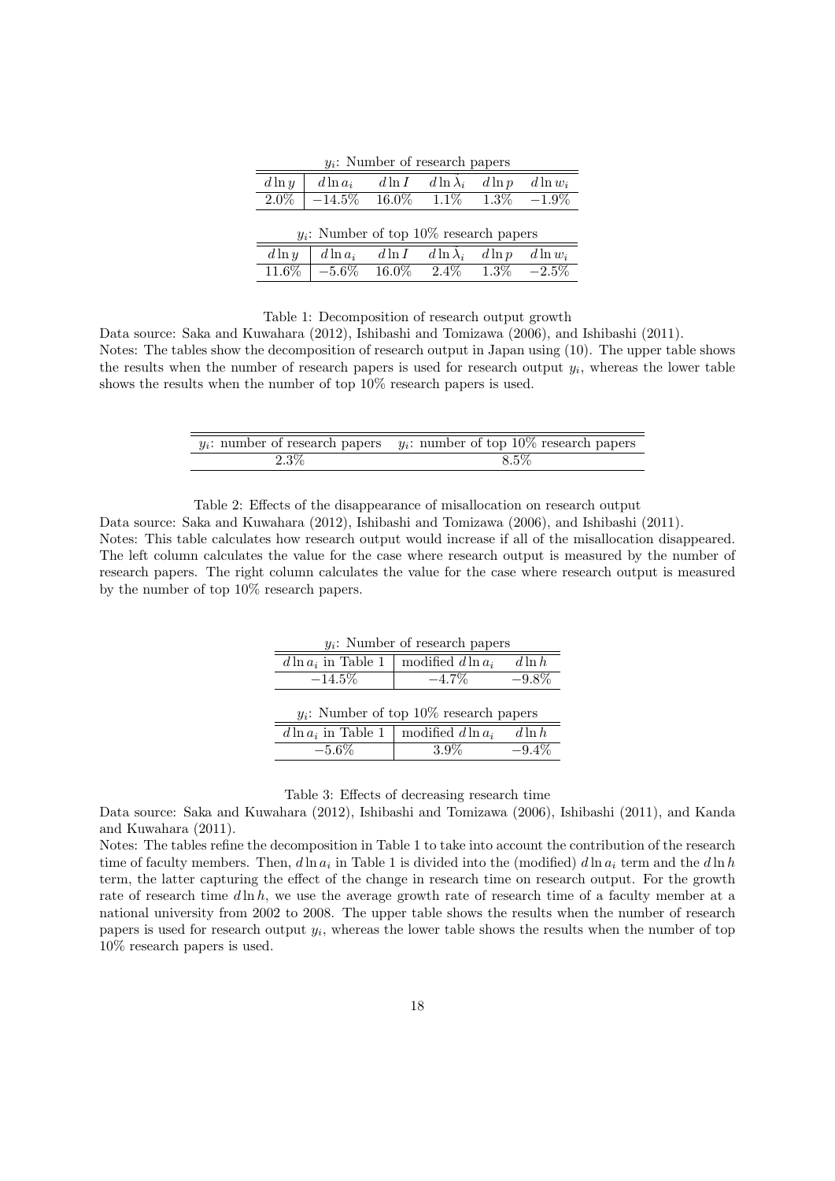$y_i$: Number of research papers

| $d\ln y$ | $d\ln a_i$ | $d\ln I$ | $d\ln \lambda_i$ | $d\ln p$ | $d\ln w_i$ |
|---|---|---|---|---|---|
| 2.0% | −14.5% | 16.0% | 1.1% | 1.3% | −1.9% |

$y_i$: Number of top 10% research papers

| $d\ln y$ | $d\ln a_i$ | $d\ln I$ | $d\ln \lambda_i$ | $d\ln p$ | $d\ln w_i$ |
|---|---|---|---|---|---|
| 11.6% | −5.6% | 16.0% | 2.4% | 1.3% | −2.5% |

Table 1: Decomposition of research output growth

Data source: Saka and Kuwahara (2012), Ishibashi and Tomizawa (2006), and Ishibashi (2011).

Notes: The tables show the decomposition of research output in Japan using (10). The upper table shows the results when the number of research papers is used for research output $y_i$, whereas the lower table shows the results when the number of top 10% research papers is used.

| $y_i$: number of research papers | $y_i$: number of top 10% research papers |
|---|---|
| 2.3% | 8.5% |

Table 2: Effects of the disappearance of misallocation on research output

Data source: Saka and Kuwahara (2012), Ishibashi and Tomizawa (2006), and Ishibashi (2011).

Notes: This table calculates how research output would increase if all of the misallocation disappeared. The left column calculates the value for the case where research output is measured by the number of research papers. The right column calculates the value for the case where research output is measured by the number of top 10% research papers.

$y_i$: Number of research papers

| $d\ln a_i$ in Table 1 | modified $d\ln a_i$ | $d\ln h$ |
|---|---|---|
| −14.5% | −4.7% | −9.8% |

$y_i$: Number of top 10% research papers

| $d\ln a_i$ in Table 1 | modified $d\ln a_i$ | $d\ln h$ |
|---|---|---|
| −5.6% | 3.9% | −9.4% |

Table 3: Effects of decreasing research time

Data source: Saka and Kuwahara (2012), Ishibashi and Tomizawa (2006), Ishibashi (2011), and Kanda and Kuwahara (2011).

Notes: The tables refine the decomposition in Table 1 to take into account the contribution of the research time of faculty members. Then, $d\ln a_i$ in Table 1 is divided into the (modified) $d\ln a_i$ term and the $d\ln h$ term, the latter capturing the effect of the change in research time on research output. For the growth rate of research time $d\ln h$, we use the average growth rate of research time of a faculty member at a national university from 2002 to 2008. The upper table shows the results when the number of research papers is used for research output $y_i$, whereas the lower table shows the results when the number of top 10% research papers is used.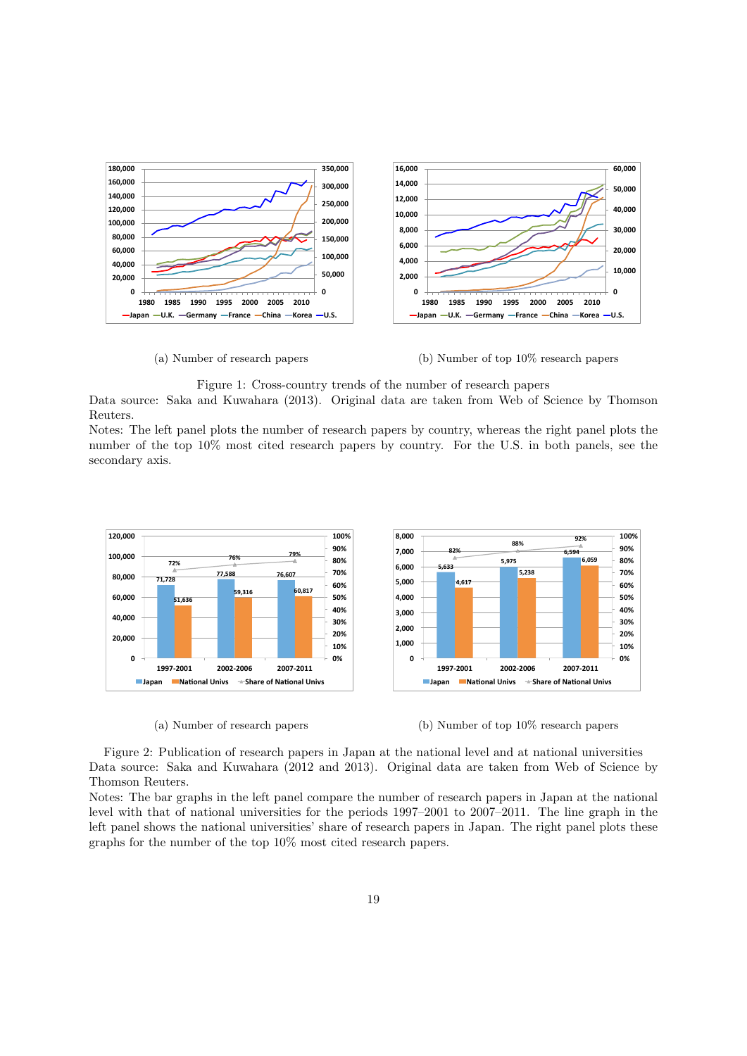(a) Number of research papers

(b) Number of top 10% research papers

Figure 1: Cross-country trends of the number of research papers

Data source: Saka and Kuwahara (2013). Original data are taken from Web of Science by Thomson Reuters.

Notes: The left panel plots the number of research papers by country, whereas the right panel plots the number of the top 10% most cited research papers by country. For the U.S. in both panels, see the secondary axis.

(a) Number of research papers

(b) Number of top 10% research papers

Figure 2: Publication of research papers in Japan at the national level and at national universities

Data source: Saka and Kuwahara (2012 and 2013). Original data are taken from Web of Science by Thomson Reuters.

Notes: The bar graphs in the left panel compare the number of research papers in Japan at the national level with that of national universities for the periods 1997–2001 to 2007–2011. The line graph in the left panel shows the national universities' share of research papers in Japan. The right panel plots these graphs for the number of the top 10% most cited research papers.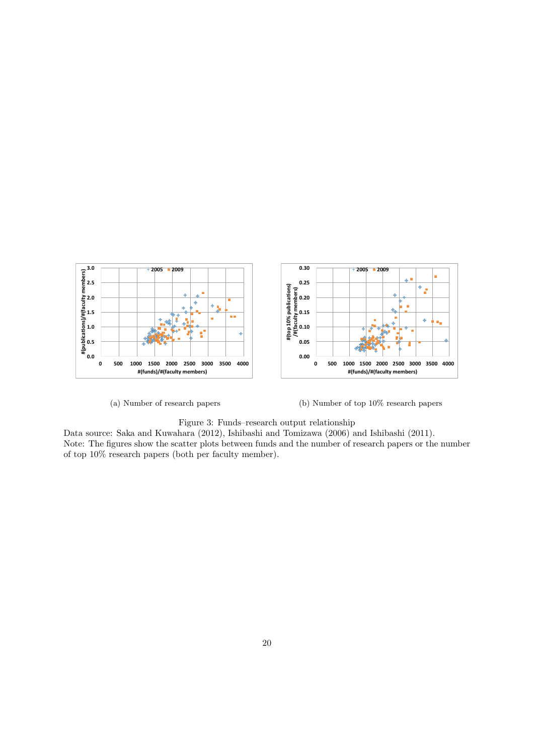2005 2009

3.0
2.5
2.0
1.5
1.0
0.5
0.0

#(publications)/#(faculty members)

0 500 1000 1500 2000 2500 3000 3500 4000

#(funds)/#(faculty members)

(a) Number of research papers

2005 2009

0.30
0.25
0.20
0.15
0.10
0.05
0.00

#(top 10% publications) /#(faculty members)

0 500 1000 1500 2000 2500 3000 3500 4000

#(funds)/#(faculty members)

(b) Number of top 10% research papers

Figure 3: Funds–research output relationship

Data source: Saka and Kuwahara (2012), Ishibashi and Tomizawa (2006) and Ishibashi (2011).

Note: The figures show the scatter plots between funds and the number of research papers or the number of top 10% research papers (both per faculty member).